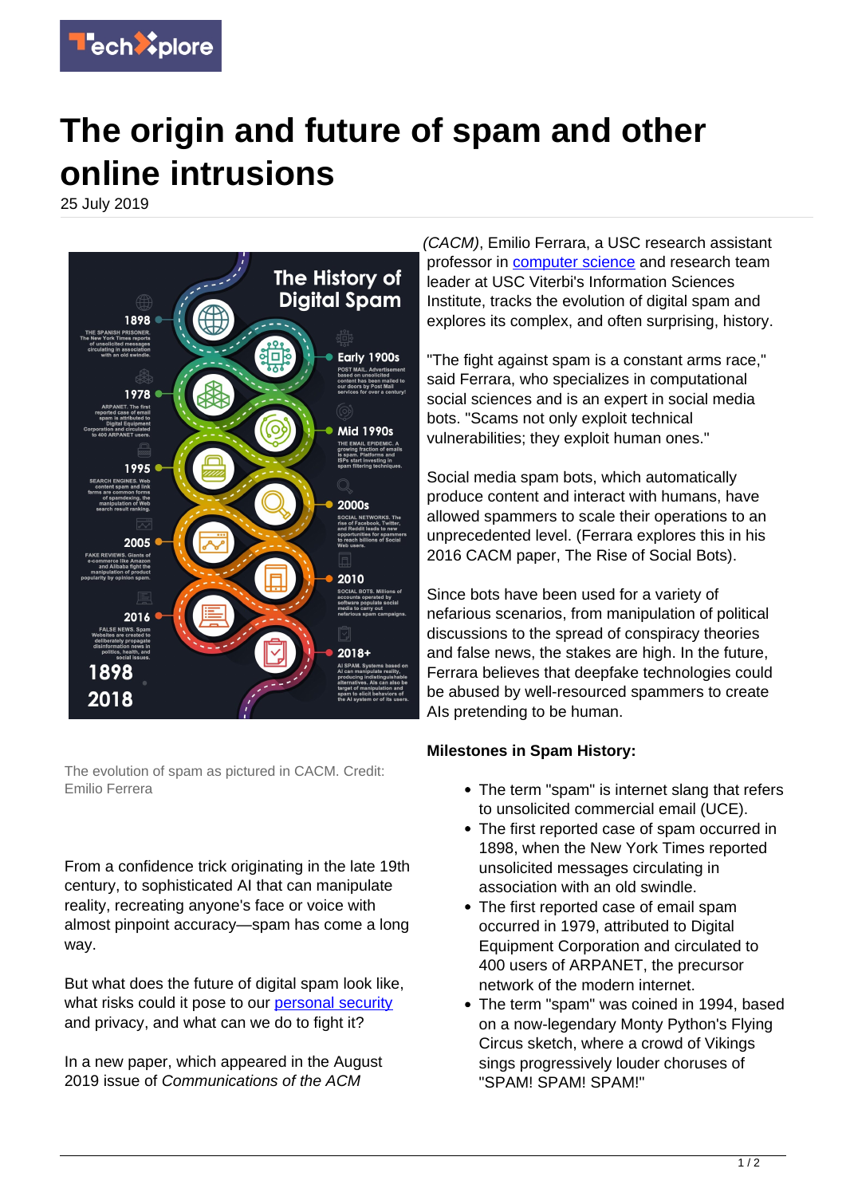# The origin and future of spam and other online intrusions

25 July 2019

The evolution of spam as pictured in CACM. Credit: Emilio Ferrera

From a confidence trick originating in the late 19th century, to sophisticated AI that can manipulate reality, recreating anyone's face or voice with almost pinpoint accuracy—spam has come a long way.

But what does the future of digital spam look like, what risks could it pose to our personal security and privacy, and what can we do to fight it?

In a new paper, which appeared in the August 2019 issue of *Communications of the ACM (CACM)*, Emilio Ferrara, a USC research assistant professor in computer science and research team leader at USC Viterbi's Information Sciences Institute, tracks the evolution of digital spam and explores its complex, and often surprising, history.

"The fight against spam is a constant arms race," said Ferrara, who specializes in computational social sciences and is an expert in social media bots. "Scams not only exploit technical vulnerabilities; they exploit human ones."

Social media spam bots, which automatically produce content and interact with humans, have allowed spammers to scale their operations to an unprecedented level. (Ferrara explores this in his 2016 CACM paper, The Rise of Social Bots).

Since bots have been used for a variety of nefarious scenarios, from manipulation of political discussions to the spread of conspiracy theories and false news, the stakes are high. In the future, Ferrara believes that deepfake technologies could be abused by well-resourced spammers to create AIs pretending to be human.

**Milestones in Spam History:**

- The term "spam" is internet slang that refers to unsolicited commercial email (UCE).
- The first reported case of spam occurred in 1898, when the New York Times reported unsolicited messages circulating in association with an old swindle.
- The first reported case of email spam occurred in 1979, attributed to Digital Equipment Corporation and circulated to 400 users of ARPANET, the precursor network of the modern internet.
- The term "spam" was coined in 1994, based on a now-legendary Monty Python's Flying Circus sketch, where a crowd of Vikings sings progressively louder choruses of "SPAM! SPAM! SPAM!"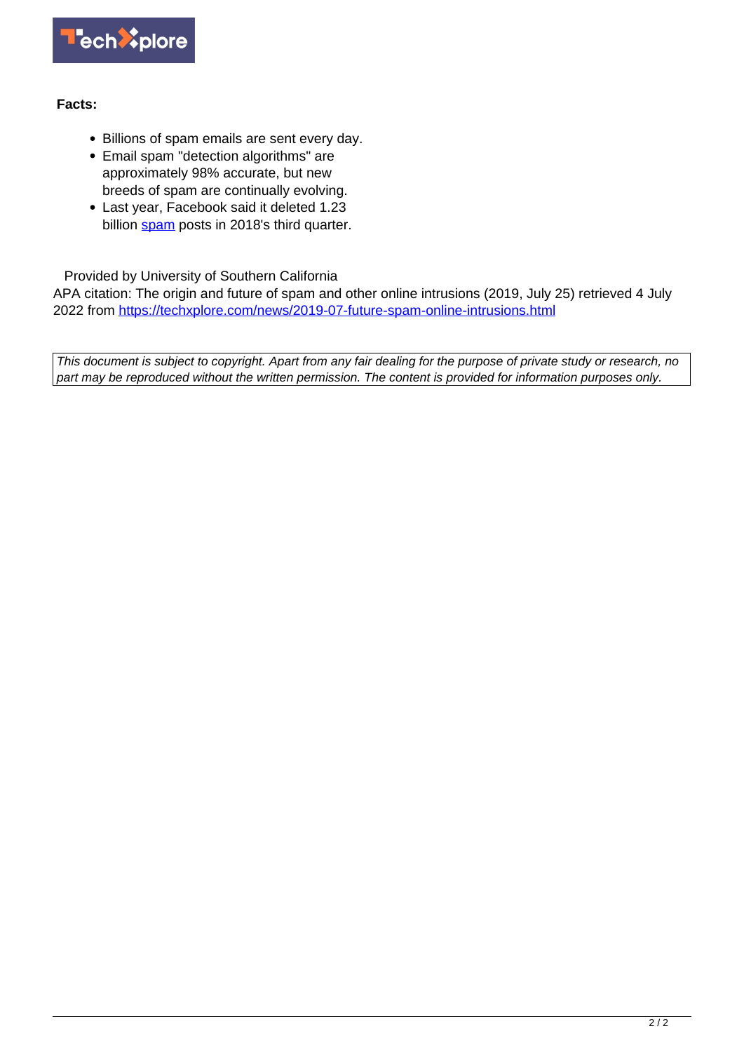**Facts:**

- Billions of spam emails are sent every day.
- Email spam "detection algorithms" are approximately 98% accurate, but new breeds of spam are continually evolving.
- Last year, Facebook said it deleted 1.23 billion spam posts in 2018's third quarter.

Provided by University of Southern California

APA citation: The origin and future of spam and other online intrusions (2019, July 25) retrieved 4 July 2022 from https://techxplore.com/news/2019-07-future-spam-online-intrusions.html

*This document is subject to copyright. Apart from any fair dealing for the purpose of private study or research, no part may be reproduced without the written permission. The content is provided for information purposes only.*